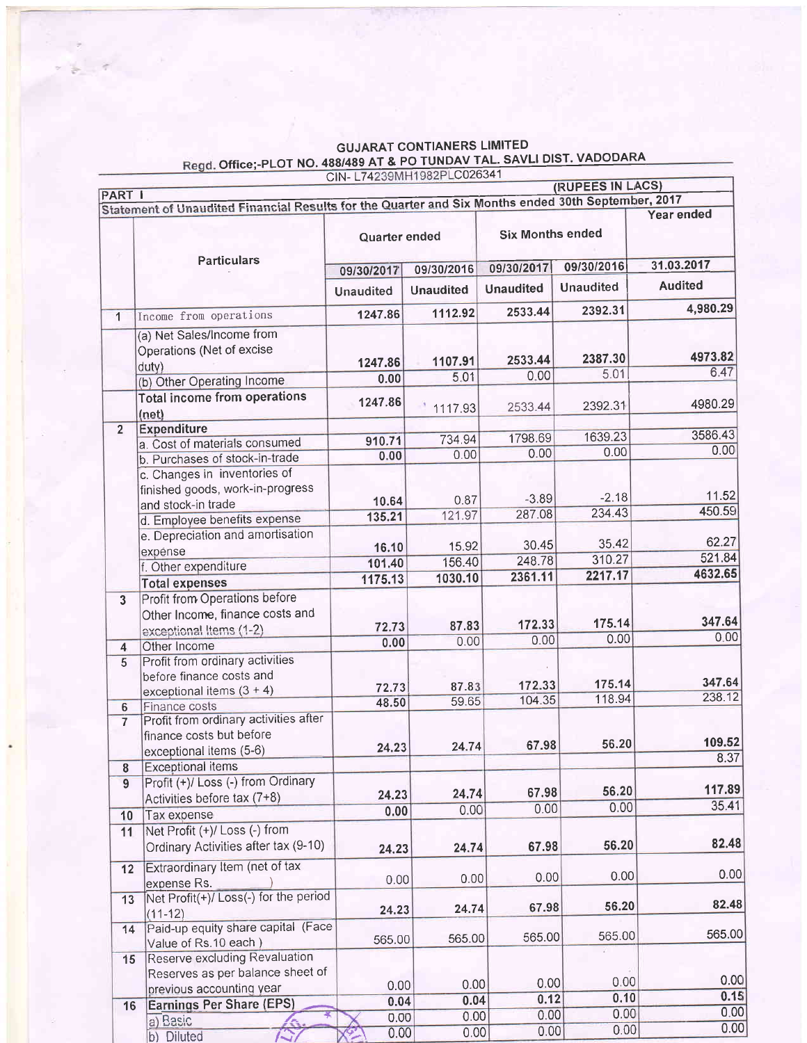# GUJARAT CONTIANERS LIMITED

**Regd. Office;-PLOT NO. 488/489 AT & PO TUNDAV TAL. SAVLI DIST. VADODARA**

CIN- L74239MH1982PLC026341

| PART I | | | | | | (RUPEES IN LACS) |
|---|---|---|---|---|---|---|
| **Statement of Unaudited Financial Results for the Quarter and Six Months ended 30th September, 2017** | | | | | | |
| | **Particulars** | **Quarter ended** | | **Six Months ended** | | **Year ended** |
| | | 09/30/2017 | 09/30/2016 | 09/30/2017 | 09/30/2016 | 31.03.2017 |
| | | **Unaudited** | **Unaudited** | **Unaudited** | **Unaudited** | **Audited** |
| 1 | Income from operations | 1247.86 | 1112.92 | 2533.44 | 2392.31 | 4,980.29 |
| | (a) Net Sales/Income from Operations (Net of excise duty) | 1247.86 | 1107.91 | 2533.44 | 2387.30 | 4973.82 |
| | (b) Other Operating Income | 0.00 | 5.01 | 0.00 | 5.01 | 6.47 |
| | **Total income from operations (net)** | 1247.86 | 1117.93 | 2533.44 | 2392.31 | 4980.29 |
| 2 | **Expenditure** | | | | | |
| | a. Cost of materials consumed | 910.71 | 734.94 | 1798.69 | 1639.23 | 3586.43 |
| | b. Purchases of stock-in-trade | 0.00 | 0.00 | 0.00 | 0.00 | 0.00 |
| | c. Changes in inventories of finished goods, work-in-progress and stock-in trade | 10.64 | 0.87 | -3.89 | -2.18 | 11.52 |
| | d. Employee benefits expense | 135.21 | 121.97 | 287.08 | 234.43 | 450.59 |
| | e. Depreciation and amortisation expense | 16.10 | 15.92 | 30.45 | 35.42 | 62.27 |
| | f. Other expenditure | 101.40 | 156.40 | 248.78 | 310.27 | 521.84 |
| | **Total expenses** | 1175.13 | 1030.10 | 2361.11 | 2217.17 | 4632.65 |
| 3 | Profit from Operations before Other Income, finance costs and exceptional Items (1-2) | 72.73 | 87.83 | 172.33 | 175.14 | 347.64 |
| 4 | Other Income | 0.00 | 0.00 | 0.00 | 0.00 | 0.00 |
| 5 | Profit from ordinary activities before finance costs and exceptional items (3 + 4) | 72.73 | 87.83 | 172.33 | 175.14 | 347.64 |
| 6 | Finance costs | 48.50 | 59.65 | 104.35 | 118.94 | 238.12 |
| 7 | Profit from ordinary activities after finance costs but before exceptional items (5-6) | 24.23 | 24.74 | 67.98 | 56.20 | 109.52 |
| 8 | Exceptional items | | | | | 8.37 |
| 9 | Profit (+)/ Loss (-) from Ordinary Activities before tax (7+8) | 24.23 | 24.74 | 67.98 | 56.20 | 117.89 |
| 10 | Tax expense | 0.00 | 0.00 | 0.00 | 0.00 | 35.41 |
| 11 | Net Profit (+)/ Loss (-) from Ordinary Activities after tax (9-10) | 24.23 | 24.74 | 67.98 | 56.20 | 82.48 |
| 12 | Extraordinary Item (net of tax expense Rs. ) | 0.00 | 0.00 | 0.00 | 0.00 | 0.00 |
| 13 | Net Profit(+)/ Loss(-) for the period (11-12) | 24.23 | 24.74 | 67.98 | 56.20 | 82.48 |
| 14 | Paid-up equity share capital (Face Value of Rs.10 each ) | 565.00 | 565.00 | 565.00 | 565.00 | 565.00 |
| 15 | Reserve excluding Revaluation Reserves as per balance sheet of previous accounting year | 0.00 | 0.00 | 0.00 | 0.00 | 0.00 |
| 16 | **Earnings Per Share (EPS)** | 0.04 | 0.04 | 0.12 | 0.10 | 0.15 |
| | a) Basic | 0.00 | 0.00 | 0.00 | 0.00 | 0.00 |
| | b) Diluted | 0.00 | 0.00 | 0.00 | 0.00 | 0.00 |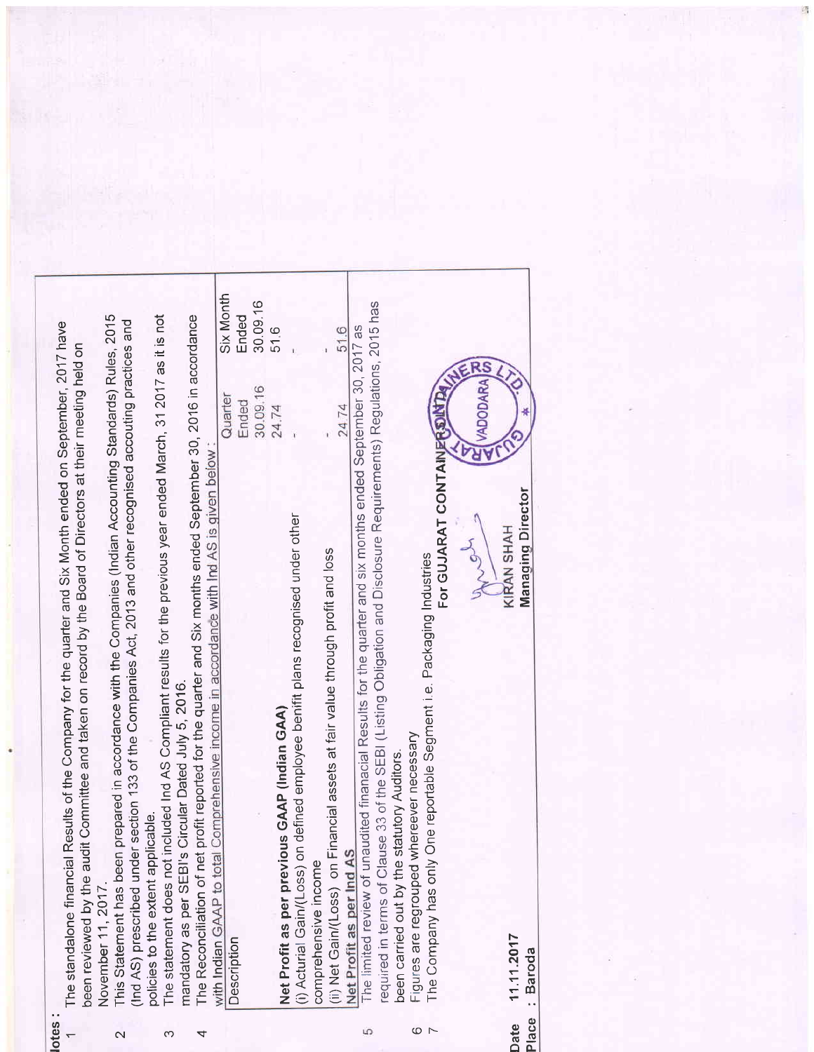**Notes :**

1. The standalone financial Results of the Company for the quarter and Six Month ended on September, 2017 have been reviewed by the audit Committee and taken on record by the Board of Directors at their meeting held on November 11, 2017.
2. This Statement has been prepared in accordance with the Companies (Indian Accounting Standards) Rules, 2015 (Ind AS) prescribed under section 133 of the Companies Act, 2013 and other recognised accouting practices and policies to the extent applicable.
3. The statement does not included Ind AS Compliant results for the previous year ended March, 31 2017 as it is not mandatory as per SEBI's Circular Dated July 5, 2016.
4. The Reconciliation of net profit reported for the quarter and Six months ended September 30, 2016 in accordance with Indian GAAP to total Comprehensive income in accordance with Ind AS is given below :

| Description | Quarter Ended 30.09.16 | Six Month Ended 30.09.16 |
|---|---|---|
| **Net Profit as per previous GAAP (Indian GAA)** | 24.74 | 51.6 |
| (i) Acturial Gain/(Loss) on defined employee benefit plans recognised under other comprehensive income | - | - |
| (ii) Net Gain/(Loss) on Financial assets at fair value through profit and loss | - | - |
| **Net Profit as per Ind AS** | 24.74 | 51.6 |

5. The limited review of unaudited finanacial Results for the quarter and six months ended September 30, 2017 as required in terms of Clause 33 of the SEBI (Listing Obligation and Disclosure Requirements) Regulations, 2015 has been carried out by the statutory Auditors.
6. Figures are regrouped whereever necessary
7. The Company has only One reportable Segment i.e. Packaging Industries

**For GUJARAT CONTAINERS LTD.**

**KIRAN SHAH**
**Managing Director**

**Date 11.11.2017**
**Place : Baroda**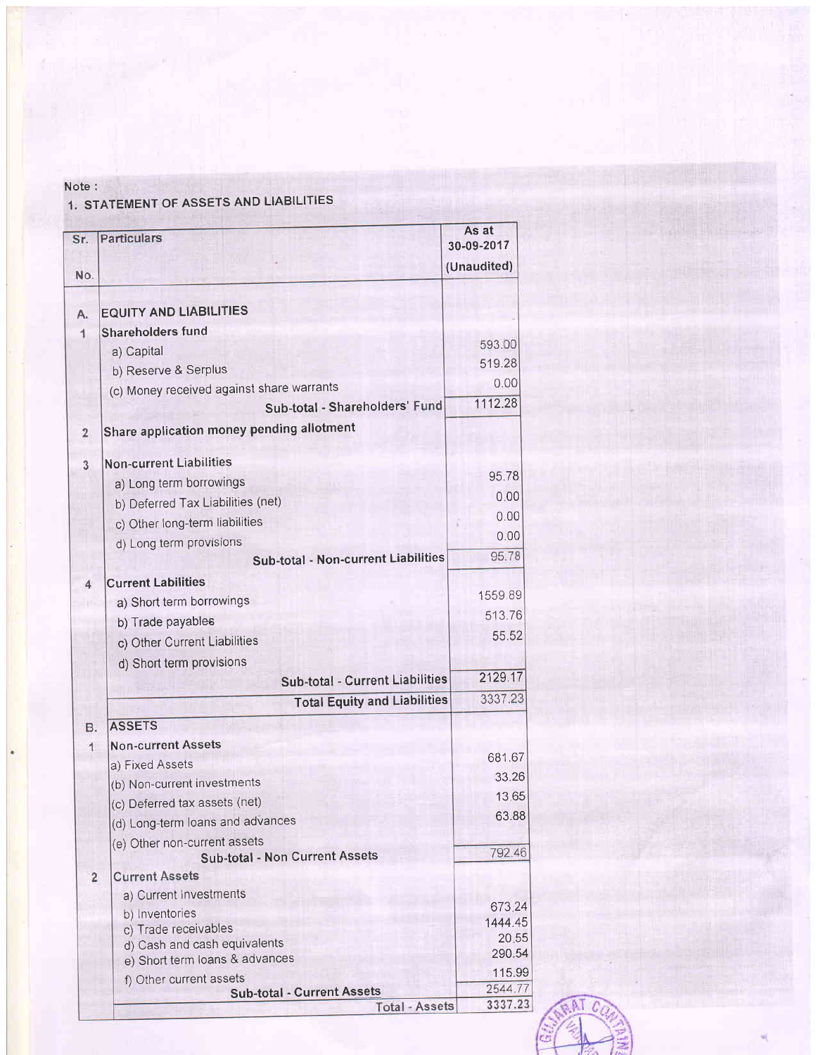Note :

1. STATEMENT OF ASSETS AND LIABILITIES

| Sr. No. | Particulars | As at 30-09-2017 (Unaudited) |
|---|---|---|
| A. | **EQUITY AND LIABILITIES** | |
| 1 | **Shareholders fund** | |
| | a) Capital | 593.00 |
| | b) Reserve & Serplus | 519.28 |
| | (c) Money received against share warrants | 0.00 |
| | **Sub-total - Shareholders' Fund** | 1112.28 |
| 2 | **Share application money pending allotment** | |
| 3 | **Non-current Liabilities** | |
| | a) Long term borrowings | 95.78 |
| | b) Deferred Tax Liabilities (net) | 0.00 |
| | c) Other long-term liabilities | 0.00 |
| | d) Long term provisions | 0.00 |
| | **Sub-total - Non-current Liabilities** | 95.78 |
| 4 | **Current Labilities** | |
| | a) Short term borrowings | 1559.89 |
| | b) Trade payables | 513.76 |
| | c) Other Current Liabilities | 55.52 |
| | d) Short term provisions | |
| | **Sub-total - Current Liabilities** | 2129.17 |
| | **Total Equity and Liabilities** | 3337.23 |
| B. | **ASSETS** | |
| 1 | **Non-current Assets** | |
| | a) Fixed Assets | 681.67 |
| | (b) Non-current investments | 33.26 |
| | (c) Deferred tax assets (net) | 13.65 |
| | (d) Long-term loans and advances | 63.88 |
| | (e) Other non-current assets | |
| | **Sub-total - Non Current Assets** | 792.46 |
| 2 | **Current Assets** | |
| | a) Current Investments | |
| | b) Inventories | 673.24 |
| | c) Trade receivables | 1444.45 |
| | d) Cash and cash equivalents | 20.55 |
| | e) Short term loans & advances | 290.54 |
| | f) Other current assets | 115.99 |
| | **Sub-total - Current Assets** | 2544.77 |
| | **Total - Assets** | 3337.23 |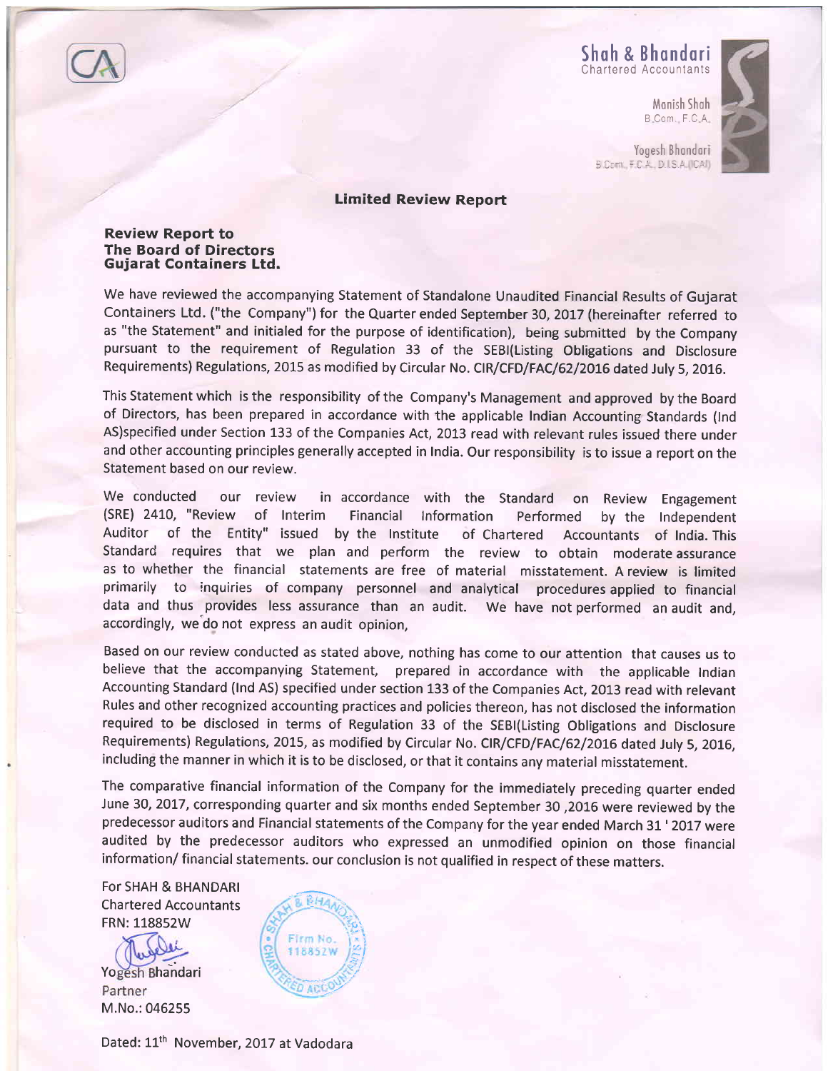**Shah & Bhandari**
Chartered Accountants

Manish Shah
B.Com., F.C.A.

Yogesh Bhandari
B.Com., F.C.A., D.I.S.A.(ICAI)

## Limited Review Report

**Review Report to**
**The Board of Directors**
**Gujarat Containers Ltd.**

We have reviewed the accompanying Statement of Standalone Unaudited Financial Results of Gujarat Containers Ltd. ("the Company") for the Quarter ended September 30, 2017 (hereinafter referred to as "the Statement" and initialed for the purpose of identification), being submitted by the Company pursuant to the requirement of Regulation 33 of the SEBI(Listing Obligations and Disclosure Requirements) Regulations, 2015 as modified by Circular No. CIR/CFD/FAC/62/2016 dated July 5, 2016.

This Statement which is the responsibility of the Company's Management and approved by the Board of Directors, has been prepared in accordance with the applicable Indian Accounting Standards (Ind AS)specified under Section 133 of the Companies Act, 2013 read with relevant rules issued there under and other accounting principles generally accepted in India. Our responsibility is to issue a report on the Statement based on our review.

We conducted our review in accordance with the Standard on Review Engagement (SRE) 2410, "Review of Interim Financial Information Performed by the Independent Auditor of the Entity" issued by the Institute of Chartered Accountants of India. This Standard requires that we plan and perform the review to obtain moderate assurance as to whether the financial statements are free of material misstatement. A review is limited primarily to inquiries of company personnel and analytical procedures applied to financial data and thus provides less assurance than an audit. We have not performed an audit and, accordingly, we do not express an audit opinion,

Based on our review conducted as stated above, nothing has come to our attention that causes us to believe that the accompanying Statement, prepared in accordance with the applicable Indian Accounting Standard (Ind AS) specified under section 133 of the Companies Act, 2013 read with relevant Rules and other recognized accounting practices and policies thereon, has not disclosed the information required to be disclosed in terms of Regulation 33 of the SEBI(Listing Obligations and Disclosure Requirements) Regulations, 2015, as modified by Circular No. CIR/CFD/FAC/62/2016 dated July 5, 2016, including the manner in which it is to be disclosed, or that it contains any material misstatement.

The comparative financial information of the Company for the immediately preceding quarter ended June 30, 2017, corresponding quarter and six months ended September 30 ,2016 were reviewed by the predecessor auditors and Financial statements of the Company for the year ended March 31 ' 2017 were audited by the predecessor auditors who expressed an unmodified opinion on those financial information/ financial statements. our conclusion is not qualified in respect of these matters.

For SHAH & BHANDARI
Chartered Accountants
FRN: 118852W

Yogesh Bhandari
Partner
M.No.: 046255

Dated: 11th November, 2017 at Vadodara